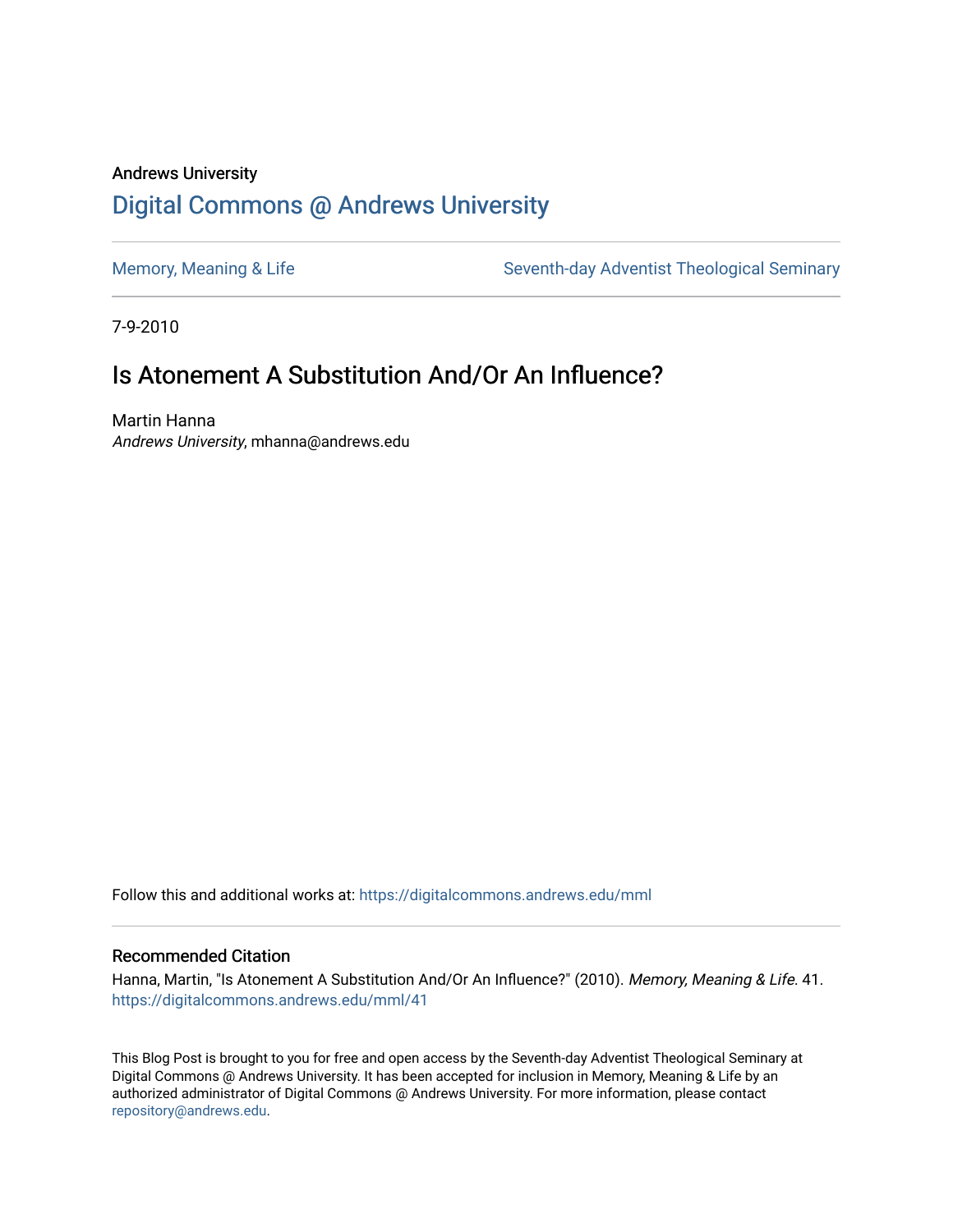Andrews University

# Digital Commons @ Andrews University

Memory, Meaning & Life

Seventh-day Adventist Theological Seminary

7-9-2010

## Is Atonement A Substitution And/Or An Influence?

Martin Hanna
*Andrews University*, mhanna@andrews.edu

Follow this and additional works at: https://digitalcommons.andrews.edu/mml

### Recommended Citation

Hanna, Martin, "Is Atonement A Substitution And/Or An Influence?" (2010). *Memory, Meaning & Life*. 41.
https://digitalcommons.andrews.edu/mml/41

This Blog Post is brought to you for free and open access by the Seventh-day Adventist Theological Seminary at Digital Commons @ Andrews University. It has been accepted for inclusion in Memory, Meaning & Life by an authorized administrator of Digital Commons @ Andrews University. For more information, please contact repository@andrews.edu.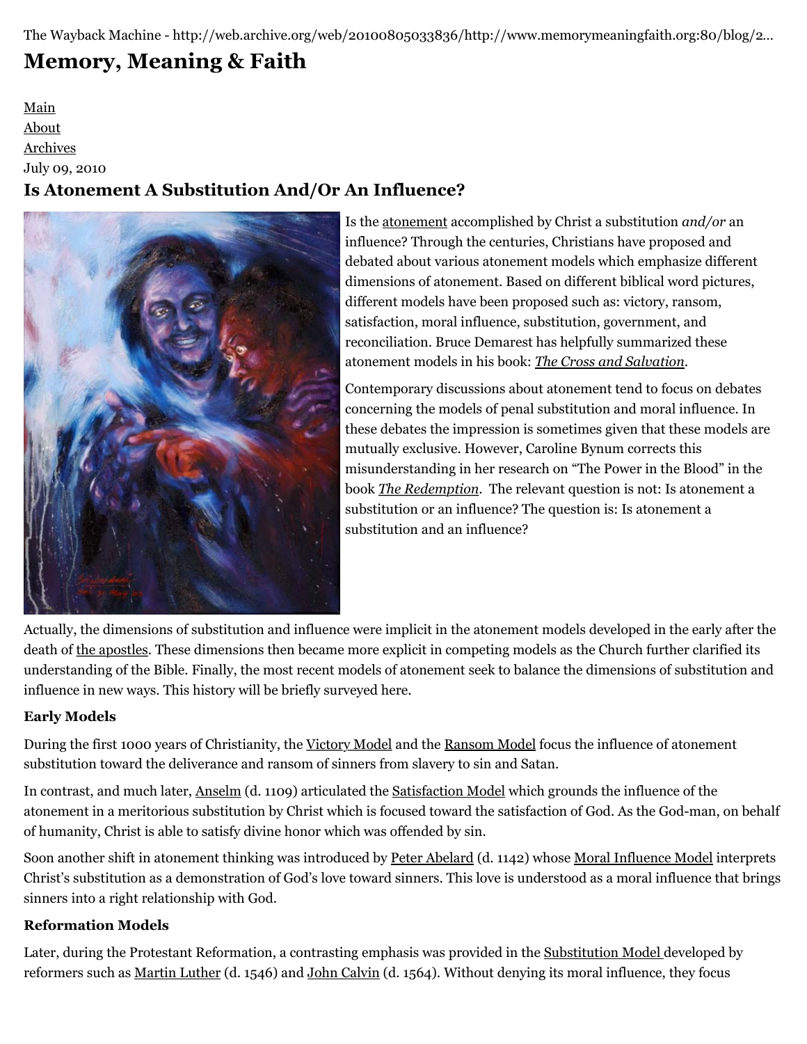The Wayback Machine - http://web.archive.org/web/20100805033836/http://www.memorymeaningfaith.org:80/blog/2...

# Memory, Meaning & Faith

Main
About
Archives

July 09, 2010

## Is Atonement A Substitution And/Or An Influence?

Is the atonement accomplished by Christ a substitution *and/or* an influence? Through the centuries, Christians have proposed and debated about various atonement models which emphasize different dimensions of atonement. Based on different biblical word pictures, different models have been proposed such as: victory, ransom, satisfaction, moral influence, substitution, government, and reconciliation. Bruce Demarest has helpfully summarized these atonement models in his book: *The Cross and Salvation*.

Contemporary discussions about atonement tend to focus on debates concerning the models of penal substitution and moral influence. In these debates the impression is sometimes given that these models are mutually exclusive. However, Caroline Bynum corrects this misunderstanding in her research on "The Power in the Blood" in the book *The Redemption*. The relevant question is not: Is atonement a substitution or an influence? The question is: Is atonement a substitution and an influence?

Actually, the dimensions of substitution and influence were implicit in the atonement models developed in the early after the death of the apostles. These dimensions then became more explicit in competing models as the Church further clarified its understanding of the Bible. Finally, the most recent models of atonement seek to balance the dimensions of substitution and influence in new ways. This history will be briefly surveyed here.

**Early Models**

During the first 1000 years of Christianity, the Victory Model and the Ransom Model focus the influence of atonement substitution toward the deliverance and ransom of sinners from slavery to sin and Satan.

In contrast, and much later, Anselm (d. 1109) articulated the Satisfaction Model which grounds the influence of the atonement in a meritorious substitution by Christ which is focused toward the satisfaction of God. As the God-man, on behalf of humanity, Christ is able to satisfy divine honor which was offended by sin.

Soon another shift in atonement thinking was introduced by Peter Abelard (d. 1142) whose Moral Influence Model interprets Christ's substitution as a demonstration of God's love toward sinners. This love is understood as a moral influence that brings sinners into a right relationship with God.

**Reformation Models**

Later, during the Protestant Reformation, a contrasting emphasis was provided in the Substitution Model developed by reformers such as Martin Luther (d. 1546) and John Calvin (d. 1564). Without denying its moral influence, they focus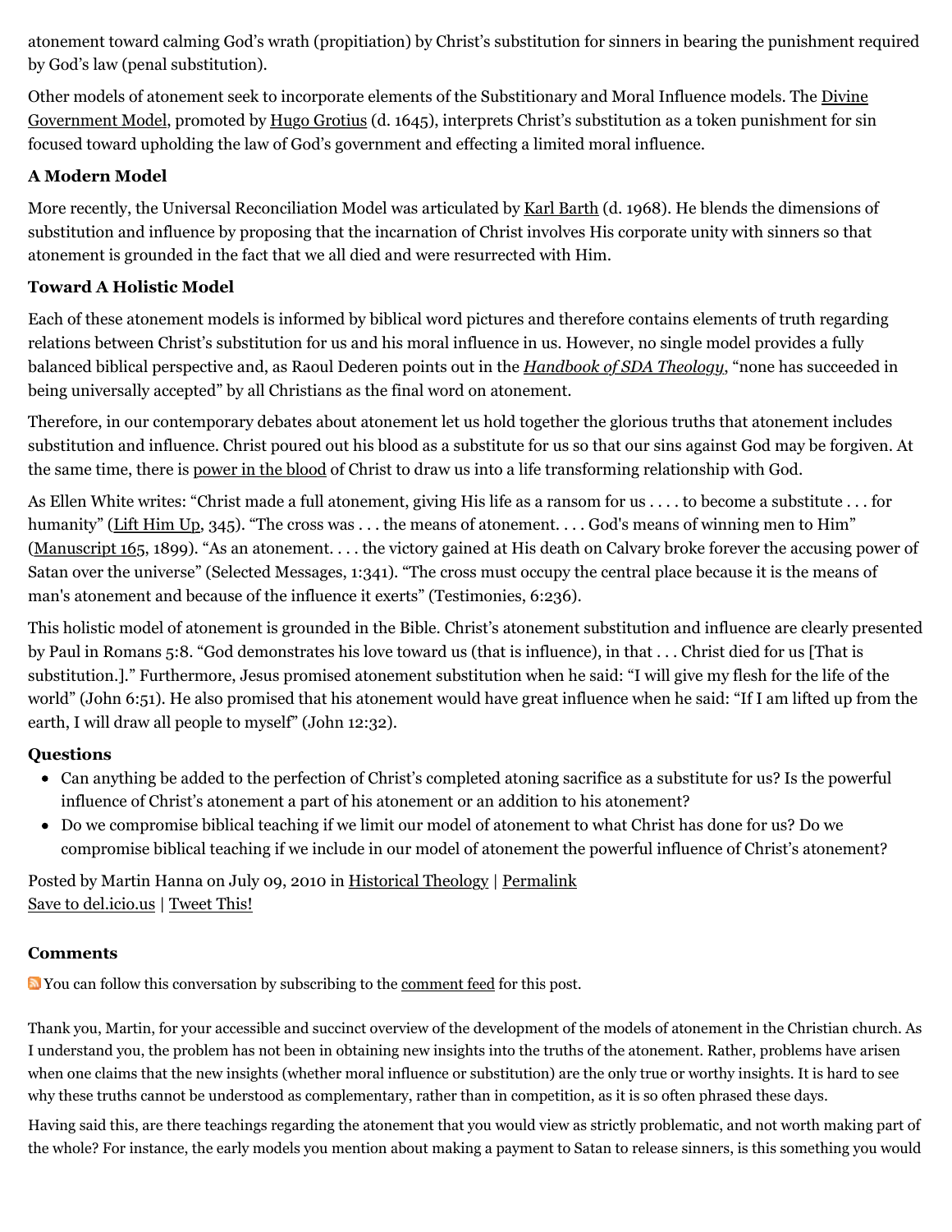atonement toward calming God's wrath (propitiation) by Christ's substitution for sinners in bearing the punishment required by God's law (penal substitution).

Other models of atonement seek to incorporate elements of the Substitionary and Moral Influence models. The Divine Government Model, promoted by Hugo Grotius (d. 1645), interprets Christ's substitution as a token punishment for sin focused toward upholding the law of God's government and effecting a limited moral influence.

**A Modern Model**

More recently, the Universal Reconciliation Model was articulated by Karl Barth (d. 1968). He blends the dimensions of substitution and influence by proposing that the incarnation of Christ involves His corporate unity with sinners so that atonement is grounded in the fact that we all died and were resurrected with Him.

**Toward A Holistic Model**

Each of these atonement models is informed by biblical word pictures and therefore contains elements of truth regarding relations between Christ's substitution for us and his moral influence in us. However, no single model provides a fully balanced biblical perspective and, as Raoul Dederen points out in the *Handbook of SDA Theology*, "none has succeeded in being universally accepted" by all Christians as the final word on atonement.

Therefore, in our contemporary debates about atonement let us hold together the glorious truths that atonement includes substitution and influence. Christ poured out his blood as a substitute for us so that our sins against God may be forgiven. At the same time, there is power in the blood of Christ to draw us into a life transforming relationship with God.

As Ellen White writes: "Christ made a full atonement, giving His life as a ransom for us . . . . to become a substitute . . . for humanity" (Lift Him Up, 345). "The cross was . . . the means of atonement. . . . God's means of winning men to Him" (Manuscript 165, 1899). "As an atonement. . . . the victory gained at His death on Calvary broke forever the accusing power of Satan over the universe" (Selected Messages, 1:341). "The cross must occupy the central place because it is the means of man's atonement and because of the influence it exerts" (Testimonies, 6:236).

This holistic model of atonement is grounded in the Bible. Christ's atonement substitution and influence are clearly presented by Paul in Romans 5:8. "God demonstrates his love toward us (that is influence), in that . . . Christ died for us [That is substitution.]." Furthermore, Jesus promised atonement substitution when he said: "I will give my flesh for the life of the world" (John 6:51). He also promised that his atonement would have great influence when he said: "If I am lifted up from the earth, I will draw all people to myself" (John 12:32).

**Questions**

- Can anything be added to the perfection of Christ's completed atoning sacrifice as a substitute for us? Is the powerful influence of Christ's atonement a part of his atonement or an addition to his atonement?
- Do we compromise biblical teaching if we limit our model of atonement to what Christ has done for us? Do we compromise biblical teaching if we include in our model of atonement the powerful influence of Christ's atonement?

Posted by Martin Hanna on July 09, 2010 in Historical Theology | Permalink
Save to del.icio.us | Tweet This!

**Comments**

You can follow this conversation by subscribing to the comment feed for this post.

Thank you, Martin, for your accessible and succinct overview of the development of the models of atonement in the Christian church. As I understand you, the problem has not been in obtaining new insights into the truths of the atonement. Rather, problems have arisen when one claims that the new insights (whether moral influence or substitution) are the only true or worthy insights. It is hard to see why these truths cannot be understood as complementary, rather than in competition, as it is so often phrased these days.

Having said this, are there teachings regarding the atonement that you would view as strictly problematic, and not worth making part of the whole? For instance, the early models you mention about making a payment to Satan to release sinners, is this something you would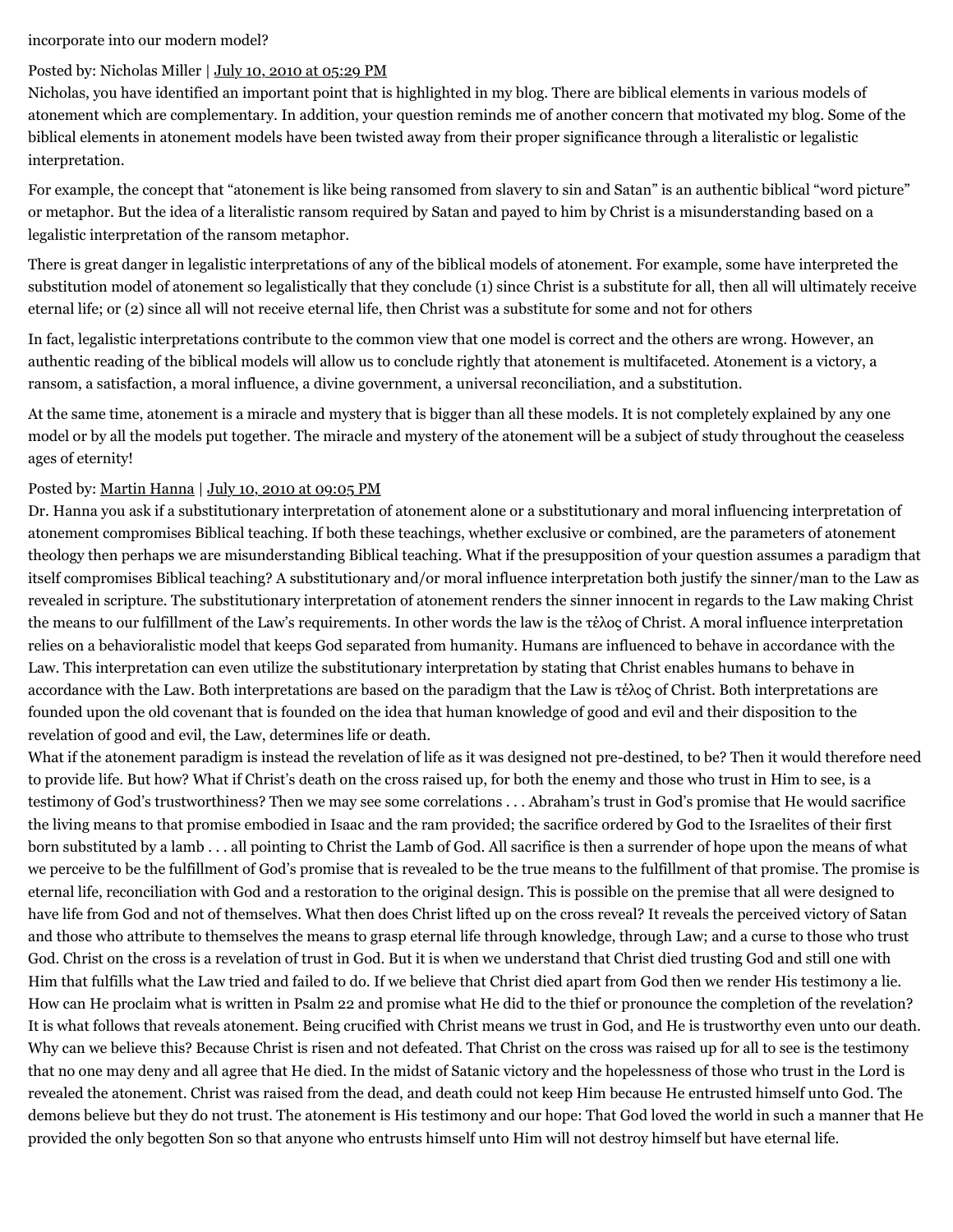incorporate into our modern model?

Posted by: Nicholas Miller | July 10, 2010 at 05:29 PM

Nicholas, you have identified an important point that is highlighted in my blog. There are biblical elements in various models of atonement which are complementary. In addition, your question reminds me of another concern that motivated my blog. Some of the biblical elements in atonement models have been twisted away from their proper significance through a literalistic or legalistic interpretation.

For example, the concept that "atonement is like being ransomed from slavery to sin and Satan" is an authentic biblical "word picture" or metaphor. But the idea of a literalistic ransom required by Satan and payed to him by Christ is a misunderstanding based on a legalistic interpretation of the ransom metaphor.

There is great danger in legalistic interpretations of any of the biblical models of atonement. For example, some have interpreted the substitution model of atonement so legalistically that they conclude (1) since Christ is a substitute for all, then all will ultimately receive eternal life; or (2) since all will not receive eternal life, then Christ was a substitute for some and not for others

In fact, legalistic interpretations contribute to the common view that one model is correct and the others are wrong. However, an authentic reading of the biblical models will allow us to conclude rightly that atonement is multifaceted. Atonement is a victory, a ransom, a satisfaction, a moral influence, a divine government, a universal reconciliation, and a substitution.

At the same time, atonement is a miracle and mystery that is bigger than all these models. It is not completely explained by any one model or by all the models put together. The miracle and mystery of the atonement will be a subject of study throughout the ceaseless ages of eternity!

Posted by: Martin Hanna | July 10, 2010 at 09:05 PM

Dr. Hanna you ask if a substitutionary interpretation of atonement alone or a substitutionary and moral influencing interpretation of atonement compromises Biblical teaching. If both these teachings, whether exclusive or combined, are the parameters of atonement theology then perhaps we are misunderstanding Biblical teaching. What if the presupposition of your question assumes a paradigm that itself compromises Biblical teaching? A substitutionary and/or moral influence interpretation both justify the sinner/man to the Law as revealed in scripture. The substitutionary interpretation of atonement renders the sinner innocent in regards to the Law making Christ the means to our fulfillment of the Law's requirements. In other words the law is the τέλος of Christ. A moral influence interpretation relies on a behavioralistic model that keeps God separated from humanity. Humans are influenced to behave in accordance with the Law. This interpretation can even utilize the substitutionary interpretation by stating that Christ enables humans to behave in accordance with the Law. Both interpretations are based on the paradigm that the Law is τέλος of Christ. Both interpretations are founded upon the old covenant that is founded on the idea that human knowledge of good and evil and their disposition to the revelation of good and evil, the Law, determines life or death.

What if the atonement paradigm is instead the revelation of life as it was designed not pre-destined, to be? Then it would therefore need to provide life. But how? What if Christ's death on the cross raised up, for both the enemy and those who trust in Him to see, is a testimony of God's trustworthiness? Then we may see some correlations . . . Abraham's trust in God's promise that He would sacrifice the living means to that promise embodied in Isaac and the ram provided; the sacrifice ordered by God to the Israelites of their first born substituted by a lamb . . . all pointing to Christ the Lamb of God. All sacrifice is then a surrender of hope upon the means of what we perceive to be the fulfillment of God's promise that is revealed to be the true means to the fulfillment of that promise. The promise is eternal life, reconciliation with God and a restoration to the original design. This is possible on the premise that all were designed to have life from God and not of themselves. What then does Christ lifted up on the cross reveal? It reveals the perceived victory of Satan and those who attribute to themselves the means to grasp eternal life through knowledge, through Law; and a curse to those who trust God. Christ on the cross is a revelation of trust in God. But it is when we understand that Christ died trusting God and still one with Him that fulfills what the Law tried and failed to do. If we believe that Christ died apart from God then we render His testimony a lie. How can He proclaim what is written in Psalm 22 and promise what He did to the thief or pronounce the completion of the revelation? It is what follows that reveals atonement. Being crucified with Christ means we trust in God, and He is trustworthy even unto our death. Why can we believe this? Because Christ is risen and not defeated. That Christ on the cross was raised up for all to see is the testimony that no one may deny and all agree that He died. In the midst of Satanic victory and the hopelessness of those who trust in the Lord is revealed the atonement. Christ was raised from the dead, and death could not keep Him because He entrusted himself unto God. The demons believe but they do not trust. The atonement is His testimony and our hope: That God loved the world in such a manner that He provided the only begotten Son so that anyone who entrusts himself unto Him will not destroy himself but have eternal life.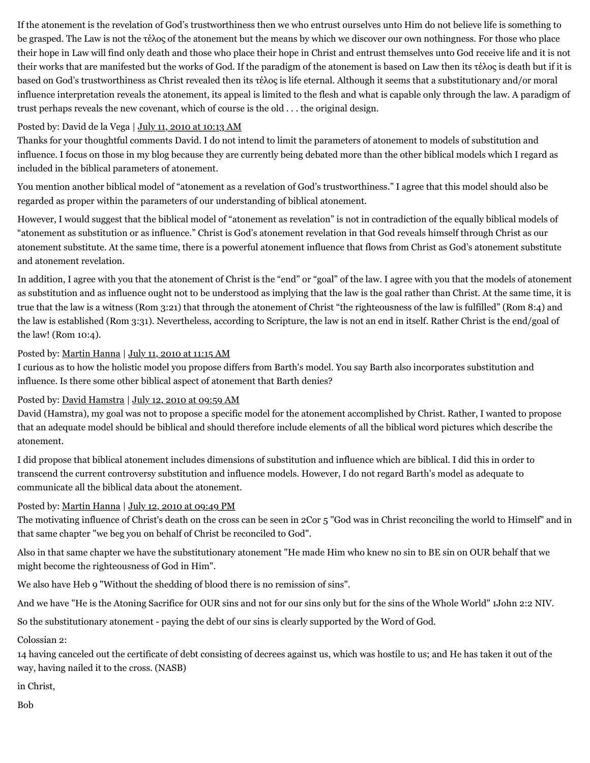If the atonement is the revelation of God's trustworthiness then we who entrust ourselves unto Him do not believe life is something to be grasped. The Law is not the τέλος of the atonement but the means by which we discover our own nothingness. For those who place their hope in Law will find only death and those who place their hope in Christ and entrust themselves unto God receive life and it is not their works that are manifested but the works of God. If the paradigm of the atonement is based on Law then its τέλος is death but if it is based on God's trustworthiness as Christ revealed then its τέλος is life eternal. Although it seems that a substitutionary and/or moral influence interpretation reveals the atonement, its appeal is limited to the flesh and what is capable only through the law. A paradigm of trust perhaps reveals the new covenant, which of course is the old . . . the original design.

Posted by: David de la Vega | July 11, 2010 at 10:13 AM

Thanks for your thoughtful comments David. I do not intend to limit the parameters of atonement to models of substitution and influence. I focus on those in my blog because they are currently being debated more than the other biblical models which I regard as included in the biblical parameters of atonement.

You mention another biblical model of "atonement as a revelation of God's trustworthiness." I agree that this model should also be regarded as proper within the parameters of our understanding of biblical atonement.

However, I would suggest that the biblical model of "atonement as revelation" is not in contradiction of the equally biblical models of "atonement as substitution or as influence." Christ is God's atonement revelation in that God reveals himself through Christ as our atonement substitute. At the same time, there is a powerful atonement influence that flows from Christ as God's atonement substitute and atonement revelation.

In addition, I agree with you that the atonement of Christ is the "end" or "goal" of the law. I agree with you that the models of atonement as substitution and as influence ought not to be understood as implying that the law is the goal rather than Christ. At the same time, it is true that the law is a witness (Rom 3:21) that through the atonement of Christ "the righteousness of the law is fulfilled" (Rom 8:4) and the law is established (Rom 3:31). Nevertheless, according to Scripture, the law is not an end in itself. Rather Christ is the end/goal of the law! (Rom 10:4).

Posted by: Martin Hanna | July 11, 2010 at 11:15 AM

I curious as to how the holistic model you propose differs from Barth's model. You say Barth also incorporates substitution and influence. Is there some other biblical aspect of atonement that Barth denies?

Posted by: David Hamstra | July 12, 2010 at 09:59 AM

David (Hamstra), my goal was not to propose a specific model for the atonement accomplished by Christ. Rather, I wanted to propose that an adequate model should be biblical and should therefore include elements of all the biblical word pictures which describe the atonement.

I did propose that biblical atonement includes dimensions of substitution and influence which are biblical. I did this in order to transcend the current controversy substitution and influence models. However, I do not regard Barth's model as adequate to communicate all the biblical data about the atonement.

Posted by: Martin Hanna | July 12, 2010 at 09:49 PM

The motivating influence of Christ's death on the cross can be seen in 2Cor 5 "God was in Christ reconciling the world to Himself" and in that same chapter "we beg you on behalf of Christ be reconciled to God".

Also in that same chapter we have the substitutionary atonement "He made Him who knew no sin to BE sin on OUR behalf that we might become the righteousness of God in Him".

We also have Heb 9 "Without the shedding of blood there is no remission of sins".

And we have "He is the Atoning Sacrifice for OUR sins and not for our sins only but for the sins of the Whole World" 1John 2:2 NIV.

So the substitutionary atonement - paying the debt of our sins is clearly supported by the Word of God.

Colossian 2:
14 having canceled out the certificate of debt consisting of decrees against us, which was hostile to us; and He has taken it out of the way, having nailed it to the cross. (NASB)

in Christ,

Bob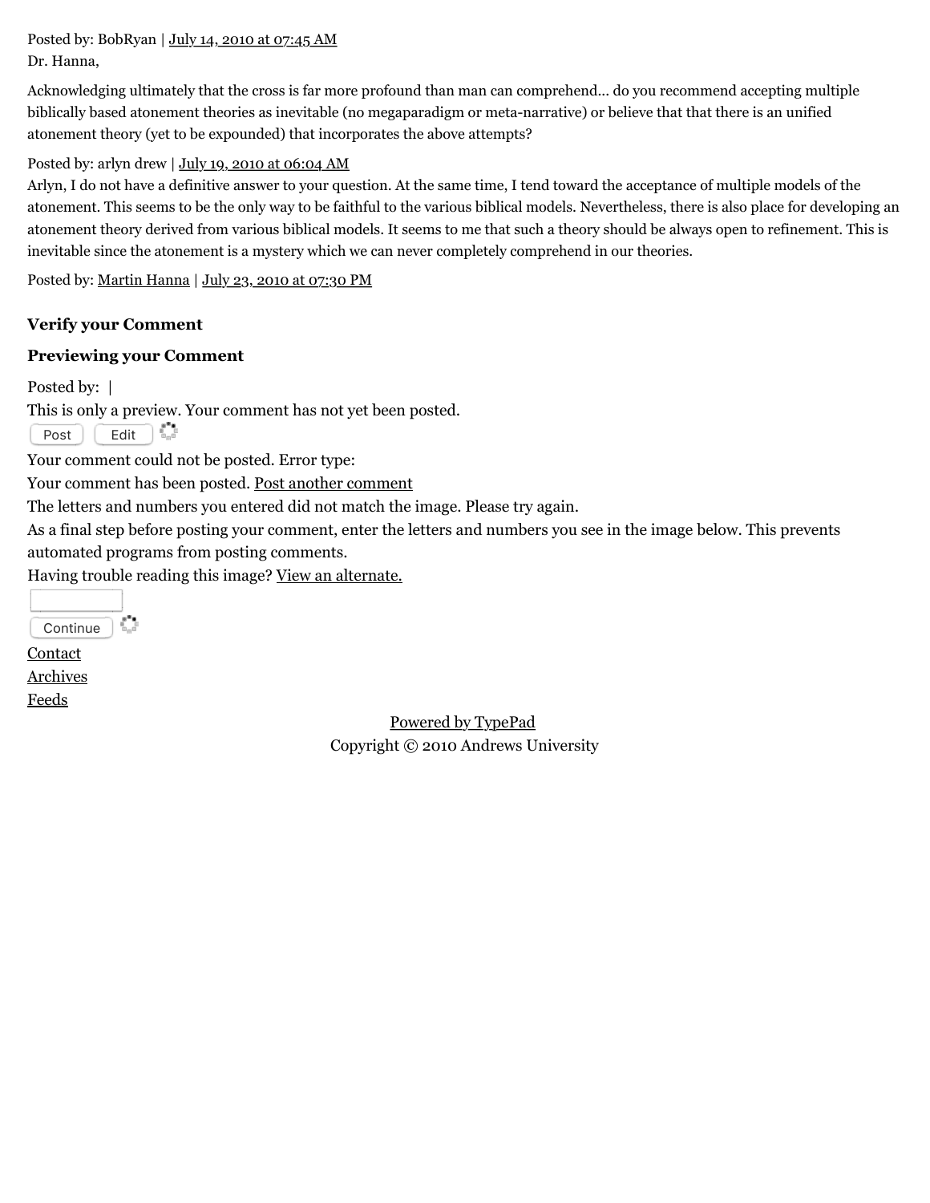Posted by: BobRyan | July 14, 2010 at 07:45 AM

Dr. Hanna,

Acknowledging ultimately that the cross is far more profound than man can comprehend... do you recommend accepting multiple biblically based atonement theories as inevitable (no megaparadigm or meta-narrative) or believe that that there is an unified atonement theory (yet to be expounded) that incorporates the above attempts?

Posted by: arlyn drew | July 19, 2010 at 06:04 AM

Arlyn, I do not have a definitive answer to your question. At the same time, I tend toward the acceptance of multiple models of the atonement. This seems to be the only way to be faithful to the various biblical models. Nevertheless, there is also place for developing an atonement theory derived from various biblical models. It seems to me that such a theory should be always open to refinement. This is inevitable since the atonement is a mystery which we can never completely comprehend in our theories.

Posted by: Martin Hanna | July 23, 2010 at 07:30 PM

### Verify your Comment

### Previewing your Comment

Posted by: |

This is only a preview. Your comment has not yet been posted.

Post Edit

Your comment could not be posted. Error type:

Your comment has been posted. Post another comment

The letters and numbers you entered did not match the image. Please try again.

As a final step before posting your comment, enter the letters and numbers you see in the image below. This prevents automated programs from posting comments.

Having trouble reading this image? View an alternate.

Continue

Contact

Archives

Feeds

Powered by TypePad

Copyright © 2010 Andrews University